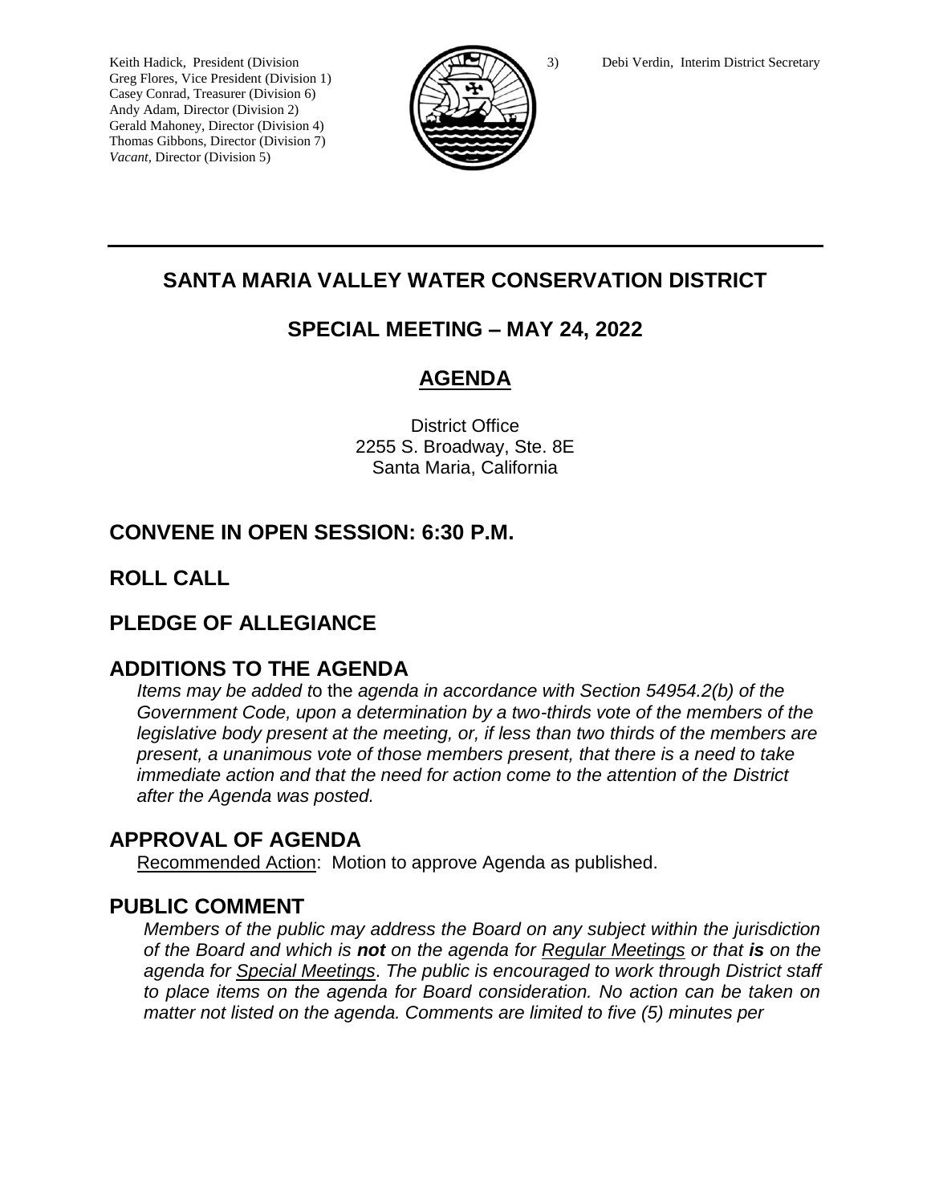Keith Hadick, President (Division 3)
Greg Flores, Vice President (Division 1)
Casey Conrad, Treasurer (Division 6)
Andy Adam, Director (Division 2)
Gerald Mahoney, Director (Division 4)
Thomas Gibbons, Director (Division 7)
*Vacant*, Director (Division 5)

Debi Verdin, Interim District Secretary

---

# SANTA MARIA VALLEY WATER CONSERVATION DISTRICT

## SPECIAL MEETING – MAY 24, 2022

## AGENDA

District Office
2255 S. Broadway, Ste. 8E
Santa Maria, California

## CONVENE IN OPEN SESSION: 6:30 P.M.

## ROLL CALL

## PLEDGE OF ALLEGIANCE

## ADDITIONS TO THE AGENDA

*Items may be added to the agenda in accordance with Section 54954.2(b) of the Government Code, upon a determination by a two-thirds vote of the members of the legislative body present at the meeting, or, if less than two thirds of the members are present, a unanimous vote of those members present, that there is a need to take immediate action and that the need for action come to the attention of the District after the Agenda was posted.*

## APPROVAL OF AGENDA

Recommended Action: Motion to approve Agenda as published.

## PUBLIC COMMENT

*Members of the public may address the Board on any subject within the jurisdiction of the Board and which is **not** on the agenda for Regular Meetings or that **is** on the agenda for Special Meetings. The public is encouraged to work through District staff to place items on the agenda for Board consideration. No action can be taken on matter not listed on the agenda. Comments are limited to five (5) minutes per*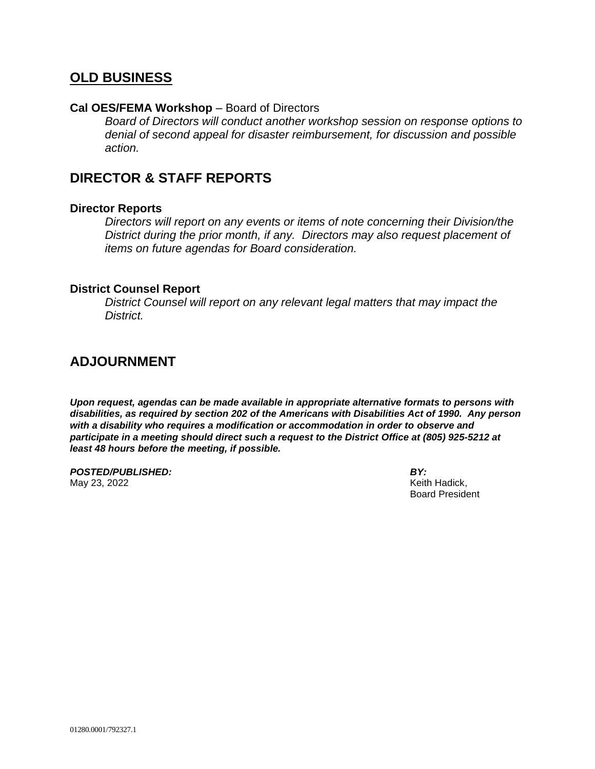## OLD BUSINESS

**Cal OES/FEMA Workshop** – Board of Directors

*Board of Directors will conduct another workshop session on response options to denial of second appeal for disaster reimbursement, for discussion and possible action.*

## DIRECTOR & STAFF REPORTS

**Director Reports**

*Directors will report on any events or items of note concerning their Division/the District during the prior month, if any. Directors may also request placement of items on future agendas for Board consideration.*

**District Counsel Report**

*District Counsel will report on any relevant legal matters that may impact the District.*

## ADJOURNMENT

***Upon request, agendas can be made available in appropriate alternative formats to persons with disabilities, as required by section 202 of the Americans with Disabilities Act of 1990. Any person with a disability who requires a modification or accommodation in order to observe and participate in a meeting should direct such a request to the District Office at (805) 925-5212 at least 48 hours before the meeting, if possible.***

***POSTED/PUBLISHED:***
May 23, 2022

***BY:***
Keith Hadick,
Board President

01280.0001/792327.1